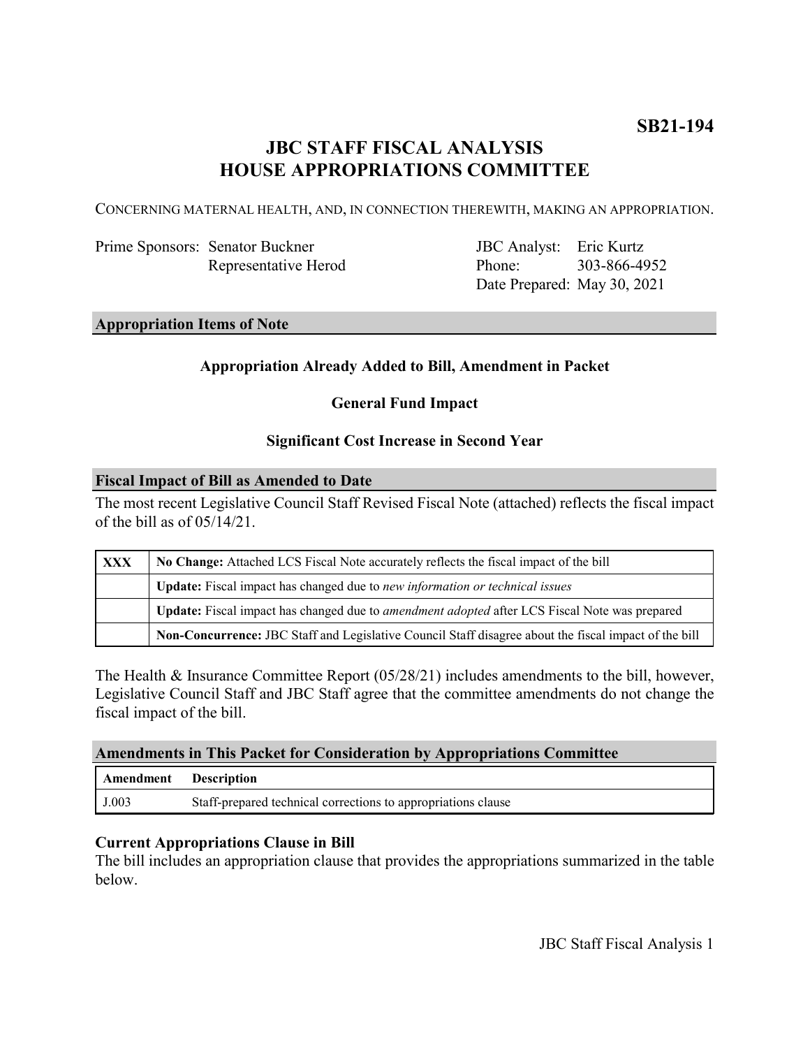**SB21-194**

# JBC STAFF FISCAL ANALYSIS
# HOUSE APPROPRIATIONS COMMITTEE

CONCERNING MATERNAL HEALTH, AND, IN CONNECTION THEREWITH, MAKING AN APPROPRIATION.

| | | | |
|---|---|---|---|
| Prime Sponsors: | Senator Buckner | JBC Analyst: | Eric Kurtz |
| | Representative Herod | Phone: | 303-866-4952 |
| | | Date Prepared: | May 30, 2021 |

## Appropriation Items of Note

**Appropriation Already Added to Bill, Amendment in Packet**

**General Fund Impact**

**Significant Cost Increase in Second Year**

## Fiscal Impact of Bill as Amended to Date

The most recent Legislative Council Staff Revised Fiscal Note (attached) reflects the fiscal impact of the bill as of 05/14/21.

| | |
|---|---|
| **XXX** | **No Change:** Attached LCS Fiscal Note accurately reflects the fiscal impact of the bill |
| | **Update:** Fiscal impact has changed due to *new information or technical issues* |
| | **Update:** Fiscal impact has changed due to *amendment adopted* after LCS Fiscal Note was prepared |
| | **Non-Concurrence:** JBC Staff and Legislative Council Staff disagree about the fiscal impact of the bill |

The Health & Insurance Committee Report (05/28/21) includes amendments to the bill, however, Legislative Council Staff and JBC Staff agree that the committee amendments do not change the fiscal impact of the bill.

## Amendments in This Packet for Consideration by Appropriations Committee

| Amendment | Description |
|---|---|
| J.003 | Staff-prepared technical corrections to appropriations clause |

### Current Appropriations Clause in Bill

The bill includes an appropriation clause that provides the appropriations summarized in the table below.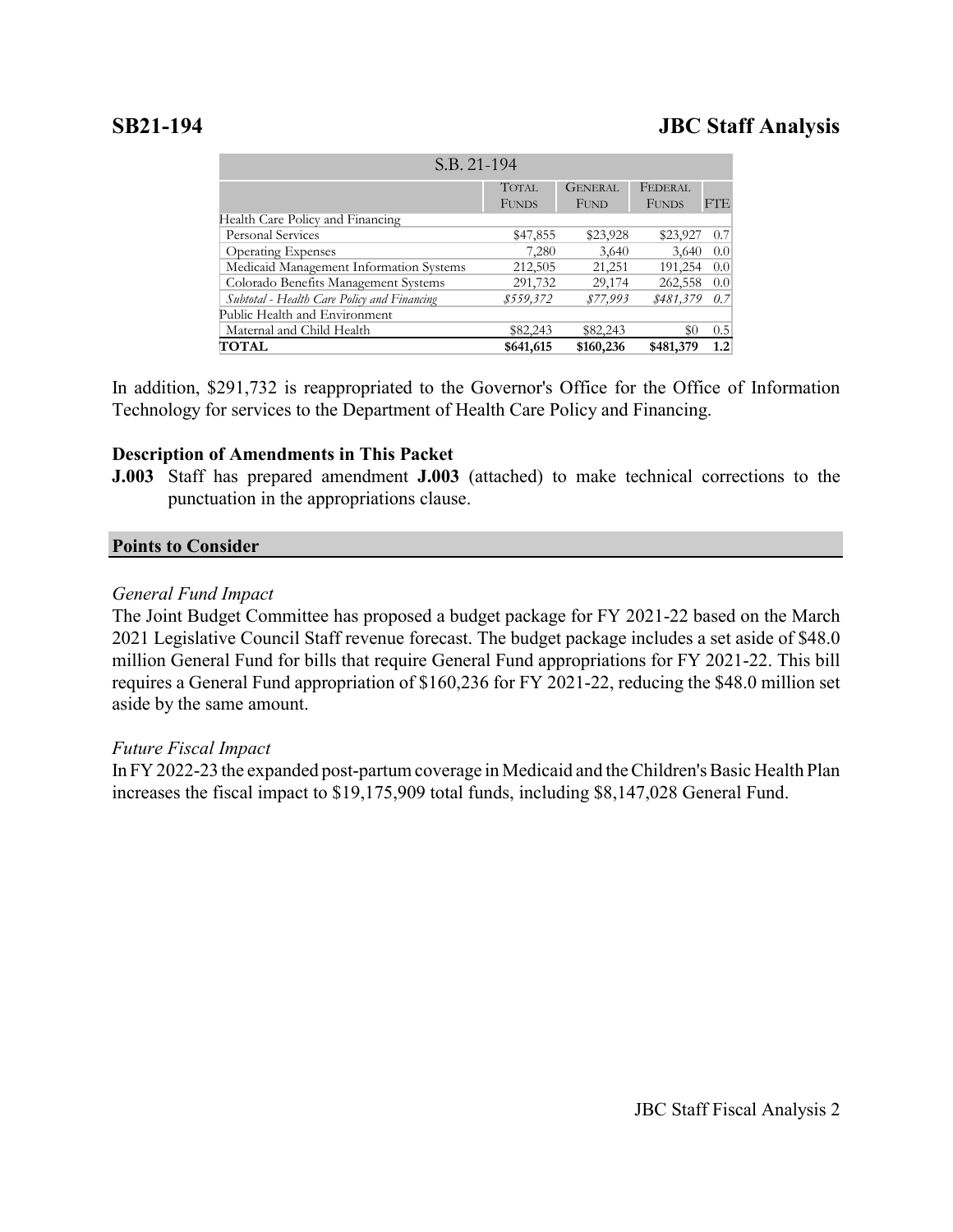| S.B. 21-194 | | | | |
|---|---|---|---|---|
| | Total Funds | General Fund | Federal Funds | FTE |
| Health Care Policy and Financing | | | | |
| Personal Services | $47,855 | $23,928 | $23,927 | 0.7 |
| Operating Expenses | 7,280 | 3,640 | 3,640 | 0.0 |
| Medicaid Management Information Systems | 212,505 | 21,251 | 191,254 | 0.0 |
| Colorado Benefits Management Systems | 291,732 | 29,174 | 262,558 | 0.0 |
| *Subtotal - Health Care Policy and Financing* | *$559,372* | *$77,993* | *$481,379* | *0.7* |
| Public Health and Environment | | | | |
| Maternal and Child Health | $82,243 | $82,243 | $0 | 0.5 |
| **TOTAL** | **$641,615** | **$160,236** | **$481,379** | **1.2** |

In addition, $291,732 is reappropriated to the Governor's Office for the Office of Information Technology for services to the Department of Health Care Policy and Financing.

### Description of Amendments in This Packet

**J.003** Staff has prepared amendment **J.003** (attached) to make technical corrections to the punctuation in the appropriations clause.

## Points to Consider

*General Fund Impact*

The Joint Budget Committee has proposed a budget package for FY 2021-22 based on the March 2021 Legislative Council Staff revenue forecast. The budget package includes a set aside of $48.0 million General Fund for bills that require General Fund appropriations for FY 2021-22. This bill requires a General Fund appropriation of $160,236 for FY 2021-22, reducing the $48.0 million set aside by the same amount.

*Future Fiscal Impact*

In FY 2022-23 the expanded post-partum coverage in Medicaid and the Children's Basic Health Plan increases the fiscal impact to $19,175,909 total funds, including $8,147,028 General Fund.